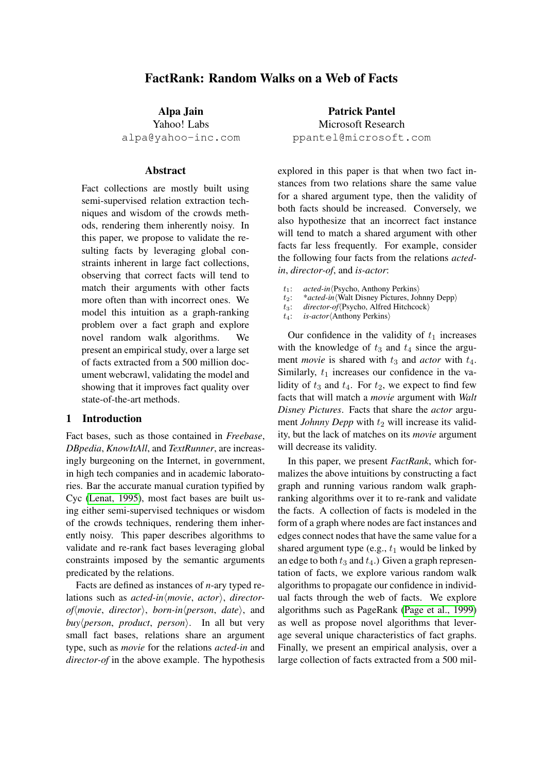# FactRank: Random Walks on a Web of Facts

**Alpa Jain**
Yahoo! Labs
alpa@yahoo-inc.com

**Patrick Pantel**
Microsoft Research
ppantel@microsoft.com

## Abstract

Fact collections are mostly built using semi-supervised relation extraction techniques and wisdom of the crowds methods, rendering them inherently noisy. In this paper, we propose to validate the resulting facts by leveraging global constraints inherent in large fact collections, observing that correct facts will tend to match their arguments with other facts more often than with incorrect ones. We model this intuition as a graph-ranking problem over a fact graph and explore novel random walk algorithms. We present an empirical study, over a large set of facts extracted from a 500 million document webcrawl, validating the model and showing that it improves fact quality over state-of-the-art methods.

## 1 Introduction

Fact bases, such as those contained in *Freebase*, *DBpedia*, *KnowItAll*, and *TextRunner*, are increasingly burgeoning on the Internet, in government, in high tech companies and in academic laboratories. Bar the accurate manual curation typified by Cyc (Lenat, 1995), most fact bases are built using either semi-supervised techniques or wisdom of the crowds techniques, rendering them inherently noisy. This paper describes algorithms to validate and re-rank fact bases leveraging global constraints imposed by the semantic arguments predicated by the relations.

Facts are defined as instances of *n*-ary typed relations such as *acted-in*⟨*movie*, *actor*⟩, *director-of*⟨*movie*, *director*⟩, *born-in*⟨*person*, *date*⟩, and *buy*⟨*person*, *product*, *person*⟩. In all but very small fact bases, relations share an argument type, such as *movie* for the relations *acted-in* and *director-of* in the above example. The hypothesis explored in this paper is that when two fact instances from two relations share the same value for a shared argument type, then the validity of both facts should be increased. Conversely, we also hypothesize that an incorrect fact instance will tend to match a shared argument with other facts far less frequently. For example, consider the following four facts from the relations *acted-in*, *director-of*, and *is-actor*:

$t_1$: *acted-in*⟨Psycho, Anthony Perkins⟩
$t_2$: **acted-in*⟨Walt Disney Pictures, Johnny Depp⟩
$t_3$: *director-of*⟨Psycho, Alfred Hitchcock⟩
$t_4$: *is-actor*⟨Anthony Perkins⟩

Our confidence in the validity of $t_1$ increases with the knowledge of $t_3$ and $t_4$ since the argument *movie* is shared with $t_3$ and *actor* with $t_4$. Similarly, $t_1$ increases our confidence in the validity of $t_3$ and $t_4$. For $t_2$, we expect to find few facts that will match a *movie* argument with *Walt Disney Pictures*. Facts that share the *actor* argument *Johnny Depp* with $t_2$ will increase its validity, but the lack of matches on its *movie* argument will decrease its validity.

In this paper, we present *FactRank*, which formalizes the above intuitions by constructing a fact graph and running various random walk graph-ranking algorithms over it to re-rank and validate the facts. A collection of facts is modeled in the form of a graph where nodes are fact instances and edges connect nodes that have the same value for a shared argument type (e.g., $t_1$ would be linked by an edge to both $t_3$ and $t_4$.) Given a graph representation of facts, we explore various random walk algorithms to propagate our confidence in individual facts through the web of facts. We explore algorithms such as PageRank (Page et al., 1999) as well as propose novel algorithms that leverage several unique characteristics of fact graphs. Finally, we present an empirical analysis, over a large collection of facts extracted from a 500 mil-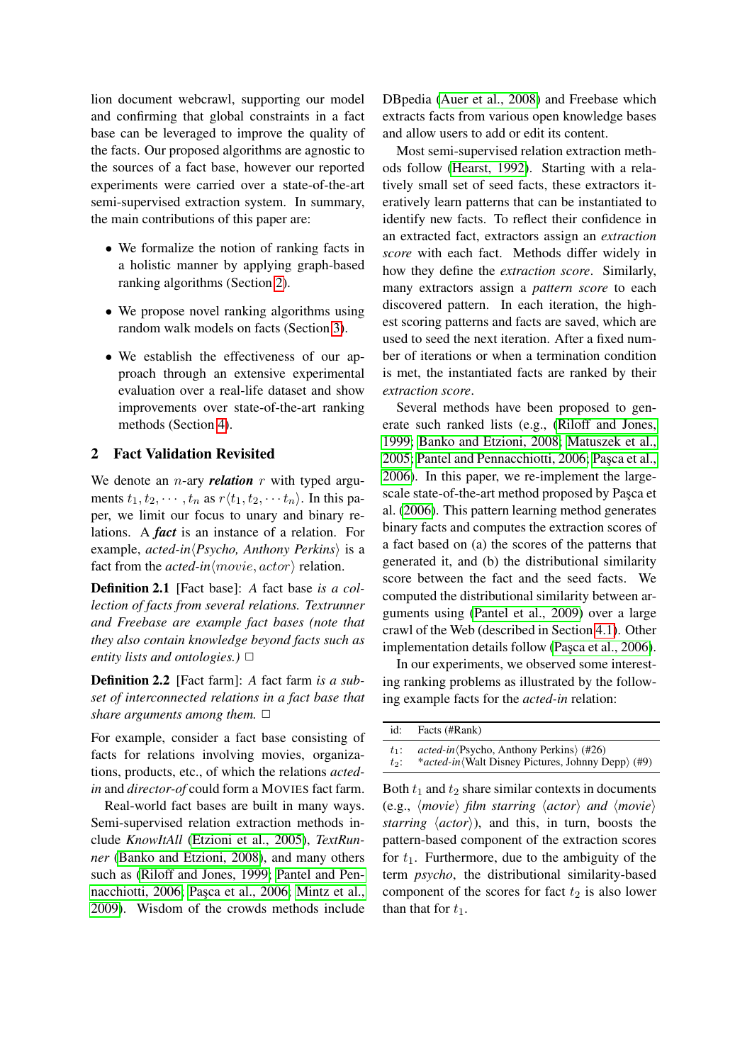lion document webcrawl, supporting our model and confirming that global constraints in a fact base can be leveraged to improve the quality of the facts. Our proposed algorithms are agnostic to the sources of a fact base, however our reported experiments were carried over a state-of-the-art semi-supervised extraction system. In summary, the main contributions of this paper are:

- We formalize the notion of ranking facts in a holistic manner by applying graph-based ranking algorithms (Section 2).
- We propose novel ranking algorithms using random walk models on facts (Section 3).
- We establish the effectiveness of our approach through an extensive experimental evaluation over a real-life dataset and show improvements over state-of-the-art ranking methods (Section 4).

## 2 Fact Validation Revisited

We denote an $n$-ary ***relation*** $r$ with typed arguments $t_1, t_2, \cdots, t_n$ as $r\langle t_1, t_2, \cdots t_n\rangle$. In this paper, we limit our focus to unary and binary relations. A ***fact*** is an instance of a relation. For example, *acted-in*⟨*Psycho, Anthony Perkins*⟩ is a fact from the *acted-in*$\langle movie, actor\rangle$ relation.

**Definition 2.1** [Fact base]: *A* fact base *is a collection of facts from several relations. Textrunner and Freebase are example fact bases (note that they also contain knowledge beyond facts such as entity lists and ontologies.)* □

**Definition 2.2** [Fact farm]: *A* fact farm *is a subset of interconnected relations in a fact base that share arguments among them.* □

For example, consider a fact base consisting of facts for relations involving movies, organizations, products, etc., of which the relations *acted-in* and *director-of* could form a MOVIES fact farm.

Real-world fact bases are built in many ways. Semi-supervised relation extraction methods include *KnowItAll* (Etzioni et al., 2005), *TextRunner* (Banko and Etzioni, 2008), and many others such as (Riloff and Jones, 1999; Pantel and Pennacchiotti, 2006; Paşca et al., 2006; Mintz et al., 2009). Wisdom of the crowds methods include DBpedia (Auer et al., 2008) and Freebase which extracts facts from various open knowledge bases and allow users to add or edit its content.

Most semi-supervised relation extraction methods follow (Hearst, 1992). Starting with a relatively small set of seed facts, these extractors iteratively learn patterns that can be instantiated to identify new facts. To reflect their confidence in an extracted fact, extractors assign an *extraction score* with each fact. Methods differ widely in how they define the *extraction score*. Similarly, many extractors assign a *pattern score* to each discovered pattern. In each iteration, the highest scoring patterns and facts are saved, which are used to seed the next iteration. After a fixed number of iterations or when a termination condition is met, the instantiated facts are ranked by their *extraction score*.

Several methods have been proposed to generate such ranked lists (e.g., (Riloff and Jones, 1999; Banko and Etzioni, 2008; Matuszek et al., 2005; Pantel and Pennacchiotti, 2006; Paşca et al., 2006). In this paper, we re-implement the large-scale state-of-the-art method proposed by Paşca et al. (2006). This pattern learning method generates binary facts and computes the extraction scores of a fact based on (a) the scores of the patterns that generated it, and (b) the distributional similarity score between the fact and the seed facts. We computed the distributional similarity between arguments using (Pantel et al., 2009) over a large crawl of the Web (described in Section 4.1). Other implementation details follow (Paşca et al., 2006).

In our experiments, we observed some interesting ranking problems as illustrated by the following example facts for the *acted-in* relation:

| id: | Facts (#Rank) |
|---|---|
| $t_1$: | *acted-in*⟨Psycho, Anthony Perkins⟩ (#26) |
| $t_2$: | \**acted-in*⟨Walt Disney Pictures, Johnny Depp⟩ (#9) |

Both $t_1$ and $t_2$ share similar contexts in documents (e.g., ⟨*movie*⟩ *film starring* ⟨*actor*⟩ *and* ⟨*movie*⟩ *starring* ⟨*actor*⟩), and this, in turn, boosts the pattern-based component of the extraction scores for $t_1$. Furthermore, due to the ambiguity of the term *psycho*, the distributional similarity-based component of the scores for fact $t_2$ is also lower than that for $t_1$.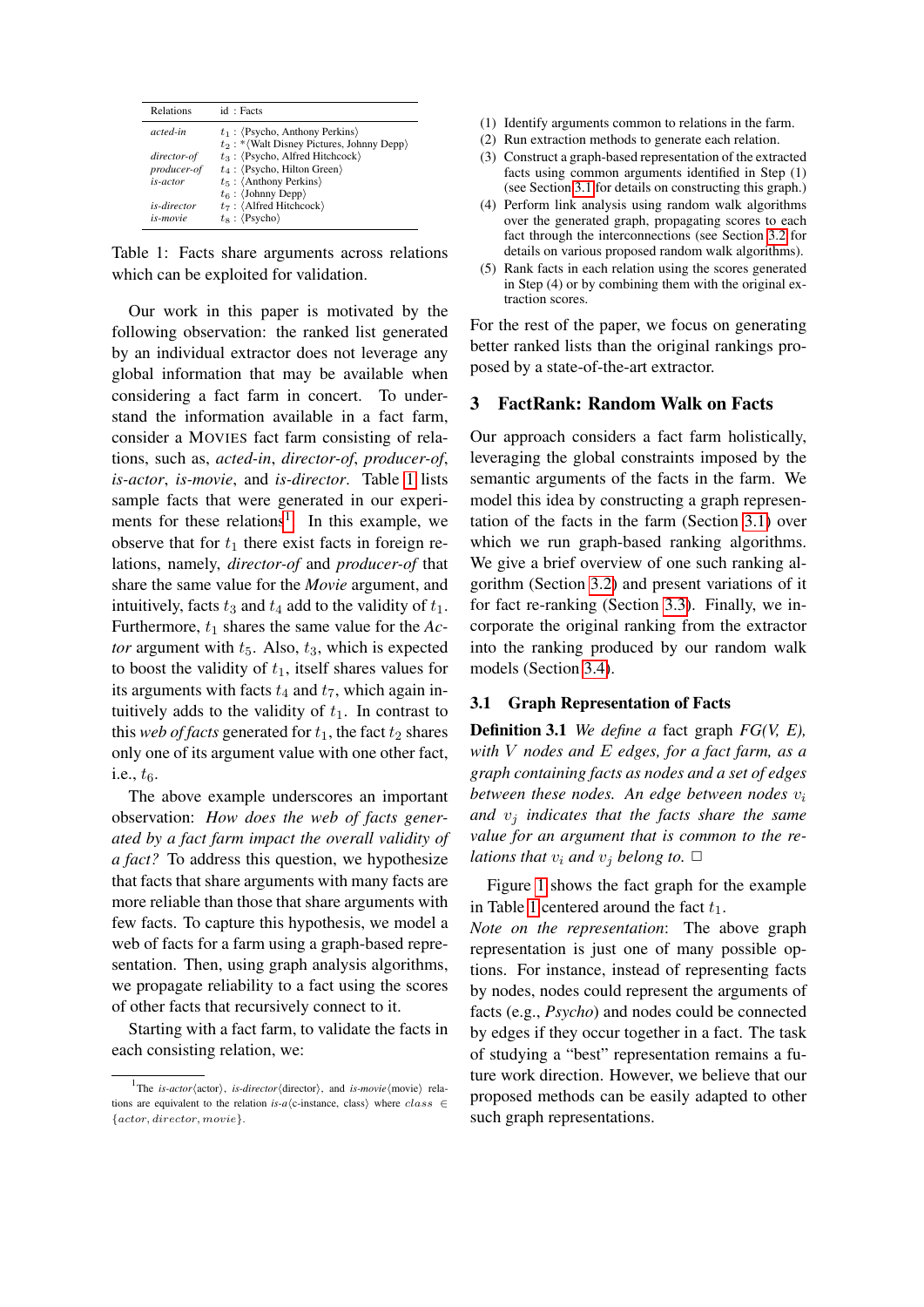| Relations | id : Facts |
|---|---|
| *acted-in* | $t_1$ : ⟨Psycho, Anthony Perkins⟩ |
| | $t_2$ : *⟨Walt Disney Pictures, Johnny Depp⟩ |
| *director-of* | $t_3$ : ⟨Psycho, Alfred Hitchcock⟩ |
| *producer-of* | $t_4$ : ⟨Psycho, Hilton Green⟩ |
| *is-actor* | $t_5$ : ⟨Anthony Perkins⟩ |
| | $t_6$ : ⟨Johnny Depp⟩ |
| *is-director* | $t_7$ : ⟨Alfred Hitchcock⟩ |
| *is-movie* | $t_8$ : ⟨Psycho⟩ |

Table 1: Facts share arguments across relations which can be exploited for validation.

Our work in this paper is motivated by the following observation: the ranked list generated by an individual extractor does not leverage any global information that may be available when considering a fact farm in concert. To understand the information available in a fact farm, consider a MOVIES fact farm consisting of relations, such as, *acted-in*, *director-of*, *producer-of*, *is-actor*, *is-movie*, and *is-director*. Table 1 lists sample facts that were generated in our experiments for these relations[1]. In this example, we observe that for $t_1$ there exist facts in foreign relations, namely, *director-of* and *producer-of* that share the same value for the *Movie* argument, and intuitively, facts $t_3$ and $t_4$ add to the validity of $t_1$. Furthermore, $t_1$ shares the same value for the *Actor* argument with $t_5$. Also, $t_3$, which is expected to boost the validity of $t_1$, itself shares values for its arguments with facts $t_4$ and $t_7$, which again intuitively adds to the validity of $t_1$. In contrast to this *web of facts* generated for $t_1$, the fact $t_2$ shares only one of its argument value with one other fact, i.e., $t_6$.

The above example underscores an important observation: *How does the web of facts generated by a fact farm impact the overall validity of a fact?* To address this question, we hypothesize that facts that share arguments with many facts are more reliable than those that share arguments with few facts. To capture this hypothesis, we model a web of facts for a farm using a graph-based representation. Then, using graph analysis algorithms, we propagate reliability to a fact using the scores of other facts that recursively connect to it.

Starting with a fact farm, to validate the facts in each consisting relation, we:

[1] The *is-actor*⟨actor⟩, *is-director*⟨director⟩, and *is-movie*⟨movie⟩ relations are equivalent to the relation *is-a*⟨c-instance, class⟩ where $class \in \{actor, director, movie\}$.

1. Identify arguments common to relations in the farm.
2. Run extraction methods to generate each relation.
3. Construct a graph-based representation of the extracted facts using common arguments identified in Step (1) (see Section 3.1 for details on constructing this graph.)
4. Perform link analysis using random walk algorithms over the generated graph, propagating scores to each fact through the interconnections (see Section 3.2 for details on various proposed random walk algorithms).
5. Rank facts in each relation using the scores generated in Step (4) or by combining them with the original extraction scores.

For the rest of the paper, we focus on generating better ranked lists than the original rankings proposed by a state-of-the-art extractor.

## 3 FactRank: Random Walk on Facts

Our approach considers a fact farm holistically, leveraging the global constraints imposed by the semantic arguments of the facts in the farm. We model this idea by constructing a graph representation of the facts in the farm (Section 3.1) over which we run graph-based ranking algorithms. We give a brief overview of one such ranking algorithm (Section 3.2) and present variations of it for fact re-ranking (Section 3.3). Finally, we incorporate the original ranking from the extractor into the ranking produced by our random walk models (Section 3.4).

### 3.1 Graph Representation of Facts

**Definition 3.1** *We define a* fact graph *FG(V, E), with $V$ nodes and $E$ edges, for a fact farm, as a graph containing facts as nodes and a set of edges between these nodes. An edge between nodes $v_i$ and $v_j$ indicates that the facts share the same value for an argument that is common to the relations that $v_i$ and $v_j$ belong to.* □

Figure 1 shows the fact graph for the example in Table 1 centered around the fact $t_1$.

*Note on the representation*: The above graph representation is just one of many possible options. For instance, instead of representing facts by nodes, nodes could represent the arguments of facts (e.g., *Psycho*) and nodes could be connected by edges if they occur together in a fact. The task of studying a "best" representation remains a future work direction. However, we believe that our proposed methods can be easily adapted to other such graph representations.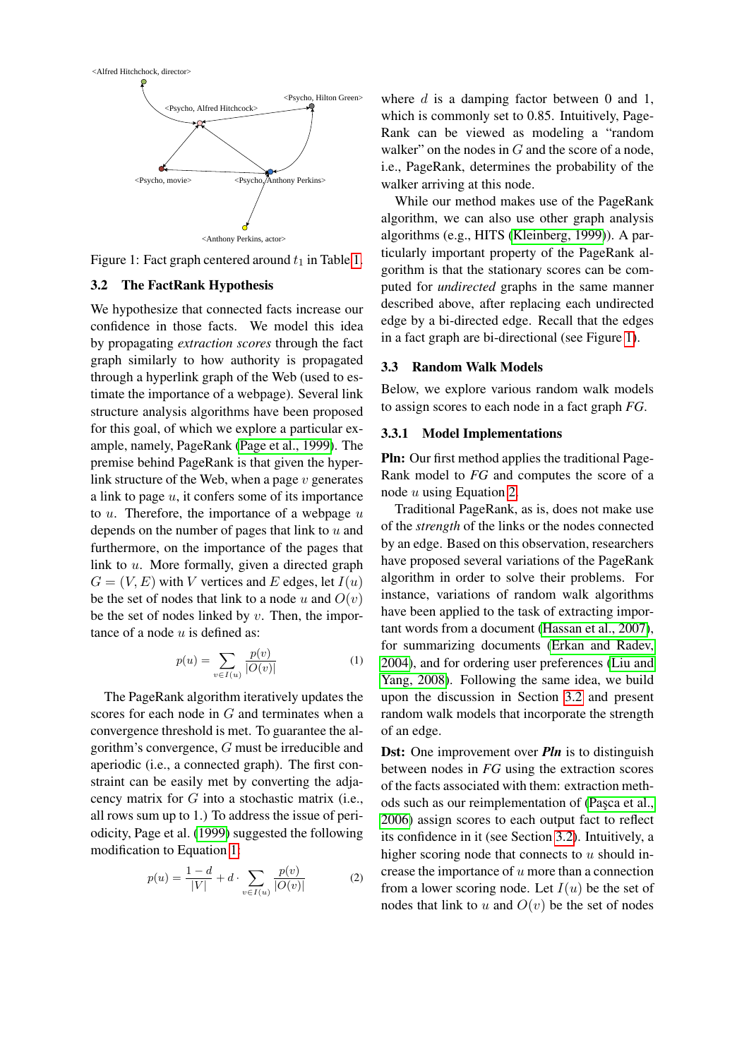Figure 1: Fact graph centered around $t_1$ in Table 1.

### 3.2 The FactRank Hypothesis

We hypothesize that connected facts increase our confidence in those facts. We model this idea by propagating *extraction scores* through the fact graph similarly to how authority is propagated through a hyperlink graph of the Web (used to estimate the importance of a webpage). Several link structure analysis algorithms have been proposed for this goal, of which we explore a particular example, namely, PageRank (Page et al., 1999). The premise behind PageRank is that given the hyperlink structure of the Web, when a page $v$ generates a link to page $u$, it confers some of its importance to $u$. Therefore, the importance of a webpage $u$ depends on the number of pages that link to $u$ and furthermore, on the importance of the pages that link to $u$. More formally, given a directed graph $G = (V, E)$ with $V$ vertices and $E$ edges, let $I(u)$ be the set of nodes that link to a node $u$ and $O(v)$ be the set of nodes linked by $v$. Then, the importance of a node $u$ is defined as:

$$p(u) = \sum_{v \in I(u)} \frac{p(v)}{|O(v)|} \tag{1}$$

The PageRank algorithm iteratively updates the scores for each node in $G$ and terminates when a convergence threshold is met. To guarantee the algorithm's convergence, $G$ must be irreducible and aperiodic (i.e., a connected graph). The first constraint can be easily met by converting the adjacency matrix for $G$ into a stochastic matrix (i.e., all rows sum up to 1.) To address the issue of periodicity, Page et al. (1999) suggested the following modification to Equation 1:

$$p(u) = \frac{1-d}{|V|} + d \cdot \sum_{v \in I(u)} \frac{p(v)}{|O(v)|} \tag{2}$$

where $d$ is a damping factor between 0 and 1, which is commonly set to 0.85. Intuitively, PageRank can be viewed as modeling a "random walker" on the nodes in $G$ and the score of a node, i.e., PageRank, determines the probability of the walker arriving at this node.

While our method makes use of the PageRank algorithm, we can also use other graph analysis algorithms (e.g., HITS (Kleinberg, 1999)). A particularly important property of the PageRank algorithm is that the stationary scores can be computed for *undirected* graphs in the same manner described above, after replacing each undirected edge by a bi-directed edge. Recall that the edges in a fact graph are bi-directional (see Figure 1).

### 3.3 Random Walk Models

Below, we explore various random walk models to assign scores to each node in a fact graph *FG*.

#### 3.3.1 Model Implementations

**Pln:** Our first method applies the traditional PageRank model to *FG* and computes the score of a node $u$ using Equation 2.

Traditional PageRank, as is, does not make use of the *strength* of the links or the nodes connected by an edge. Based on this observation, researchers have proposed several variations of the PageRank algorithm in order to solve their problems. For instance, variations of random walk algorithms have been applied to the task of extracting important words from a document (Hassan et al., 2007), for summarizing documents (Erkan and Radev, 2004), and for ordering user preferences (Liu and Yang, 2008). Following the same idea, we build upon the discussion in Section 3.2 and present random walk models that incorporate the strength of an edge.

**Dst:** One improvement over ***Pln*** is to distinguish between nodes in *FG* using the extraction scores of the facts associated with them: extraction methods such as our reimplementation of (Paşca et al., 2006) assign scores to each output fact to reflect its confidence in it (see Section 3.2). Intuitively, a higher scoring node that connects to $u$ should increase the importance of $u$ more than a connection from a lower scoring node. Let $I(u)$ be the set of nodes that link to $u$ and $O(v)$ be the set of nodes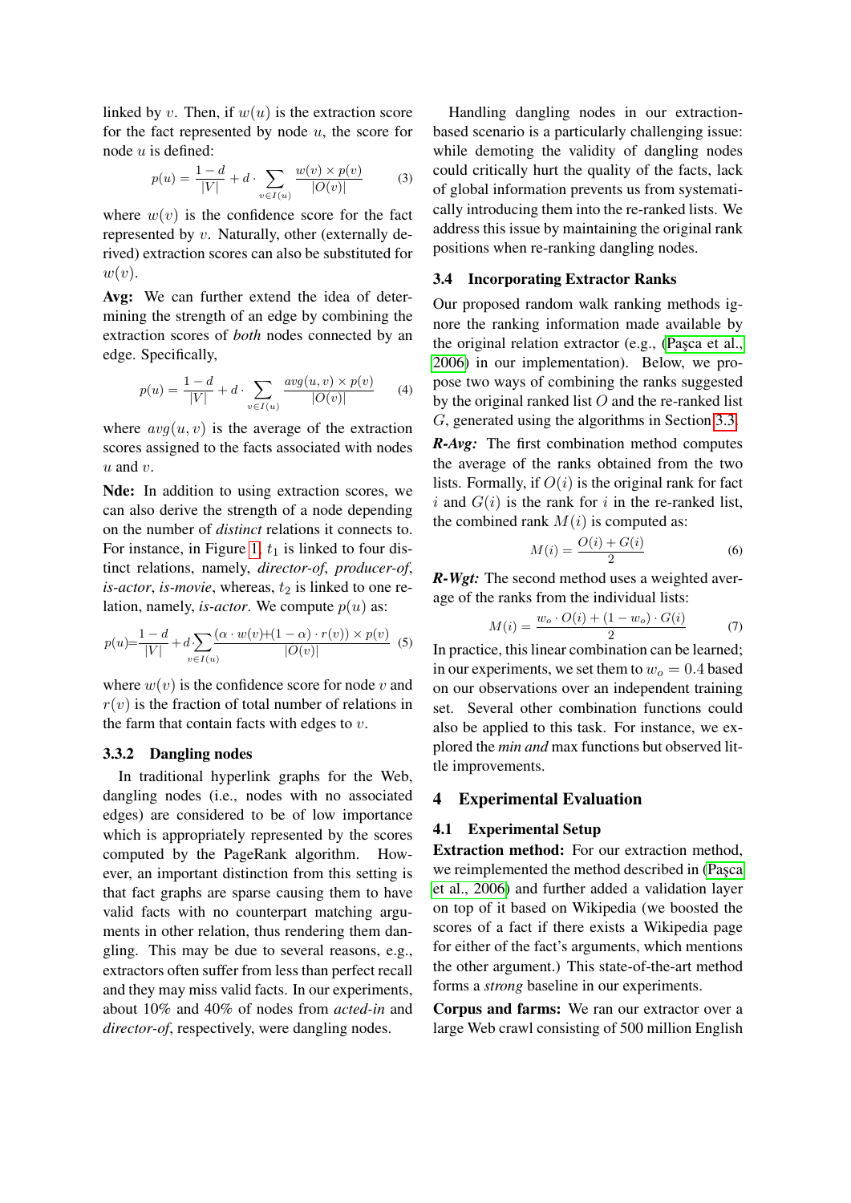linked by $v$. Then, if $w(u)$ is the extraction score for the fact represented by node $u$, the score for node $u$ is defined:

$$p(u) = \frac{1-d}{|V|} + d \cdot \sum_{v \in I(u)} \frac{w(v) \times p(v)}{|O(v)|} \quad (3)$$

where $w(v)$ is the confidence score for the fact represented by $v$. Naturally, other (externally derived) extraction scores can also be substituted for $w(v)$.

**Avg:** We can further extend the idea of determining the strength of an edge by combining the extraction scores of *both* nodes connected by an edge. Specifically,

$$p(u) = \frac{1-d}{|V|} + d \cdot \sum_{v \in I(u)} \frac{avg(u,v) \times p(v)}{|O(v)|} \quad (4)$$

where $avg(u, v)$ is the average of the extraction scores assigned to the facts associated with nodes $u$ and $v$.

**Nde:** In addition to using extraction scores, we can also derive the strength of a node depending on the number of *distinct* relations it connects to. For instance, in Figure 1, $t_1$ is linked to four distinct relations, namely, *director-of*, *producer-of*, *is-actor*, *is-movie*, whereas, $t_2$ is linked to one relation, namely, *is-actor*. We compute $p(u)$ as:

$$p(u) = \frac{1-d}{|V|} + d \cdot \sum_{v \in I(u)} \frac{(\alpha \cdot w(v) + (1-\alpha) \cdot r(v)) \times p(v)}{|O(v)|} \quad (5)$$

where $w(v)$ is the confidence score for node $v$ and $r(v)$ is the fraction of total number of relations in the farm that contain facts with edges to $v$.

#### 3.3.2 Dangling nodes

In traditional hyperlink graphs for the Web, dangling nodes (i.e., nodes with no associated edges) are considered to be of low importance which is appropriately represented by the scores computed by the PageRank algorithm. However, an important distinction from this setting is that fact graphs are sparse causing them to have valid facts with no counterpart matching arguments in other relation, thus rendering them dangling. This may be due to several reasons, e.g., extractors often suffer from less than perfect recall and they may miss valid facts. In our experiments, about 10% and 40% of nodes from *acted-in* and *director-of*, respectively, were dangling nodes.

Handling dangling nodes in our extraction-based scenario is a particularly challenging issue: while demoting the validity of dangling nodes could critically hurt the quality of the facts, lack of global information prevents us from systematically introducing them into the re-ranked lists. We address this issue by maintaining the original rank positions when re-ranking dangling nodes.

### 3.4 Incorporating Extractor Ranks

Our proposed random walk ranking methods ignore the ranking information made available by the original relation extractor (e.g., (Paşca et al., 2006) in our implementation). Below, we propose two ways of combining the ranks suggested by the original ranked list $O$ and the re-ranked list $G$, generated using the algorithms in Section 3.3.

***R-Avg:*** The first combination method computes the average of the ranks obtained from the two lists. Formally, if $O(i)$ is the original rank for fact $i$ and $G(i)$ is the rank for $i$ in the re-ranked list, the combined rank $M(i)$ is computed as:

$$M(i) = \frac{O(i) + G(i)}{2} \quad (6)$$

***R-Wgt:*** The second method uses a weighted average of the ranks from the individual lists:

$$M(i) = \frac{w_o \cdot O(i) + (1 - w_o) \cdot G(i)}{2} \quad (7)$$

In practice, this linear combination can be learned; in our experiments, we set them to $w_o = 0.4$ based on our observations over an independent training set. Several other combination functions could also be applied to this task. For instance, we explored the *min and* max functions but observed little improvements.

## 4 Experimental Evaluation

### 4.1 Experimental Setup

**Extraction method:** For our extraction method, we reimplemented the method described in (Paşca et al., 2006) and further added a validation layer on top of it based on Wikipedia (we boosted the scores of a fact if there exists a Wikipedia page for either of the fact's arguments, which mentions the other argument.) This state-of-the-art method forms a *strong* baseline in our experiments.

**Corpus and farms:** We ran our extractor over a large Web crawl consisting of 500 million English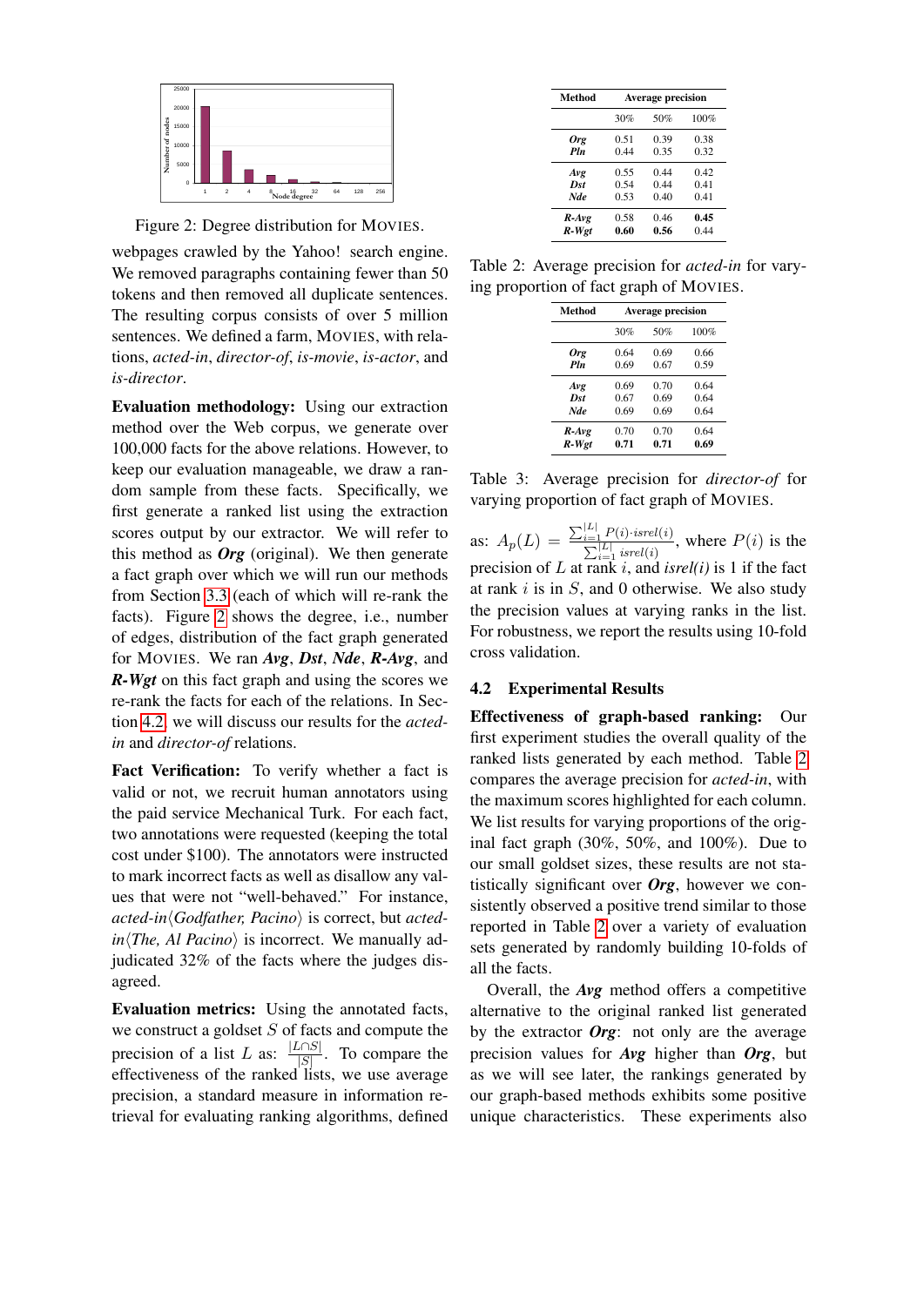Figure 2: Degree distribution for MOVIES.

webpages crawled by the Yahoo! search engine. We removed paragraphs containing fewer than 50 tokens and then removed all duplicate sentences. The resulting corpus consists of over 5 million sentences. We defined a farm, MOVIES, with relations, *acted-in*, *director-of*, *is-movie*, *is-actor*, and *is-director*.

**Evaluation methodology:** Using our extraction method over the Web corpus, we generate over 100,000 facts for the above relations. However, to keep our evaluation manageable, we draw a random sample from these facts. Specifically, we first generate a ranked list using the extraction scores output by our extractor. We will refer to this method as ***Org*** (original). We then generate a fact graph over which we will run our methods from Section 3.3 (each of which will re-rank the facts). Figure 2 shows the degree, i.e., number of edges, distribution of the fact graph generated for MOVIES. We ran ***Avg***, ***Dst***, ***Nde***, ***R-Avg***, and ***R-Wgt*** on this fact graph and using the scores we re-rank the facts for each of the relations. In Section 4.2, we will discuss our results for the *acted-in* and *director-of* relations.

**Fact Verification:** To verify whether a fact is valid or not, we recruit human annotators using the paid service Mechanical Turk. For each fact, two annotations were requested (keeping the total cost under \$100). The annotators were instructed to mark incorrect facts as well as disallow any values that were not "well-behaved." For instance, *acted-in*⟨*Godfather, Pacino*⟩ is correct, but *acted-in*⟨*The, Al Pacino*⟩ is incorrect. We manually adjudicated 32% of the facts where the judges disagreed.

**Evaluation metrics:** Using the annotated facts, we construct a goldset $S$ of facts and compute the precision of a list $L$ as: $\frac{|L \cap S|}{|S|}$. To compare the effectiveness of the ranked lists, we use average precision, a standard measure in information retrieval for evaluating ranking algorithms, defined as: $A_p(L) = \frac{\sum_{i=1}^{|L|} P(i) \cdot isrel(i)}{\sum_{i=1}^{|L|} isrel(i)}$, where $P(i)$ is the precision of $L$ at rank $i$, and *isrel(i)* is 1 if the fact at rank $i$ is in $S$, and 0 otherwise. We also study the precision values at varying ranks in the list. For robustness, we report the results using 10-fold cross validation.

| Method | Average precision | | |
|---|---|---|---|
| | 30% | 50% | 100% |
| ***Org*** | 0.51 | 0.39 | 0.38 |
| ***Pln*** | 0.44 | 0.35 | 0.32 |
| ***Avg*** | 0.55 | 0.44 | 0.42 |
| ***Dst*** | 0.54 | 0.44 | 0.41 |
| ***Nde*** | 0.53 | 0.40 | 0.41 |
| ***R-Avg*** | 0.58 | 0.46 | **0.45** |
| ***R-Wgt*** | **0.60** | **0.56** | 0.44 |

Table 2: Average precision for *acted-in* for varying proportion of fact graph of MOVIES.

| Method | Average precision | | |
|---|---|---|---|
| | 30% | 50% | 100% |
| ***Org*** | 0.64 | 0.69 | 0.66 |
| ***Pln*** | 0.69 | 0.67 | 0.59 |
| ***Avg*** | 0.69 | 0.70 | 0.64 |
| ***Dst*** | 0.67 | 0.69 | 0.64 |
| ***Nde*** | 0.69 | 0.69 | 0.64 |
| ***R-Avg*** | 0.70 | 0.70 | 0.64 |
| ***R-Wgt*** | **0.71** | **0.71** | **0.69** |

Table 3: Average precision for *director-of* for varying proportion of fact graph of MOVIES.

### 4.2 Experimental Results

**Effectiveness of graph-based ranking:** Our first experiment studies the overall quality of the ranked lists generated by each method. Table 2 compares the average precision for *acted-in*, with the maximum scores highlighted for each column. We list results for varying proportions of the original fact graph (30%, 50%, and 100%). Due to our small goldset sizes, these results are not statistically significant over ***Org***, however we consistently observed a positive trend similar to those reported in Table 2 over a variety of evaluation sets generated by randomly building 10-folds of all the facts.

Overall, the ***Avg*** method offers a competitive alternative to the original ranked list generated by the extractor ***Org***: not only are the average precision values for ***Avg*** higher than ***Org***, but as we will see later, the rankings generated by our graph-based methods exhibits some positive unique characteristics. These experiments also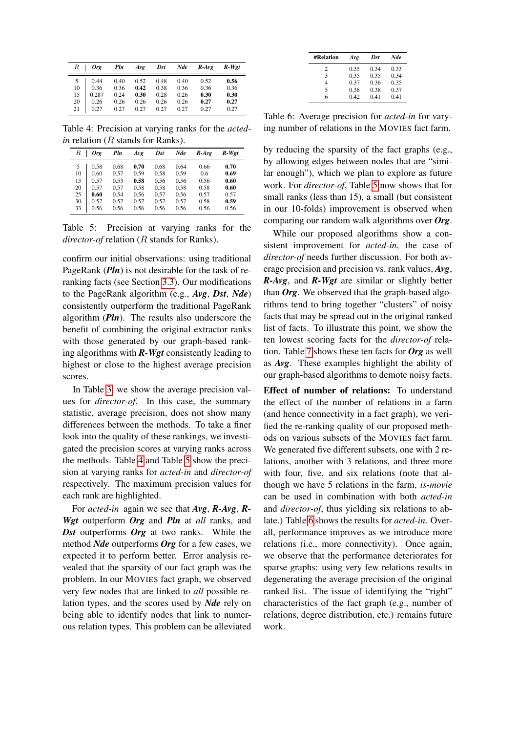| $R$ | *Org* | *Pln* | *Avg* | *Dst* | *Nde* | *R-Avg* | *R-Wgt* |
|---|---|---|---|---|---|---|---|
| 5 | 0.44 | 0.40 | 0.52 | 0.48 | 0.40 | 0.52 | **0.56** |
| 10 | 0.36 | 0.36 | **0.42** | 0.38 | 0.36 | 0.36 | 0.36 |
| 15 | 0.287 | 0.24 | **0.30** | 0.28 | 0.26 | **0.30** | **0.30** |
| 20 | 0.26 | 0.26 | 0.26 | 0.26 | 0.26 | **0.27** | **0.27** |
| 21 | 0.27 | 0.27 | 0.27 | 0.27 | 0.27 | 0.27 | 0.27 |

Table 4: Precision at varying ranks for the *acted-in* relation ($R$ stands for Ranks).

| $R$ | *Org* | *Pln* | *Avg* | *Dst* | *Nde* | *R-Avg* | *R-Wgt* |
|---|---|---|---|---|---|---|---|
| 5 | 0.58 | 0.68 | **0.70** | 0.68 | 0.64 | 0.66 | **0.70** |
| 10 | 0.60 | 0.57 | 0.59 | 0.58 | 0.59 | 0.6 | **0.69** |
| 15 | 0.57 | 0.53 | **0.58** | 0.56 | 0.56 | 0.56 | **0.60** |
| 20 | 0.57 | 0.57 | 0.58 | 0.58 | 0.58 | 0.58 | **0.60** |
| 25 | **0.60** | 0.54 | 0.56 | 0.56 | 0.56 | 0.57 | 0.57 |
| 30 | 0.57 | 0.57 | 0.57 | 0.57 | 0.57 | 0.58 | **0.59** |
| 33 | 0.56 | 0.56 | 0.56 | 0.56 | 0.56 | 0.56 | 0.56 |

Table 5: Precision at varying ranks for the *director-of* relation ($R$ stands for Ranks).

confirm our initial observations: using traditional PageRank (***Pln***) is not desirable for the task of re-ranking facts (see Section 3.3). Our modifications to the PageRank algorithm (e.g., ***Avg***, ***Dst***, ***Nde***) consistently outperform the traditional PageRank algorithm (***Pln***). The results also underscore the benefit of combining the original extractor ranks with those generated by our graph-based ranking algorithms with ***R-Wgt*** consistently leading to highest or close to the highest average precision scores.

In Table 3, we show the average precision values for *director-of*. In this case, the summary statistic, average precision, does not show many differences between the methods. To take a finer look into the quality of these rankings, we investigated the precision scores at varying ranks across the methods. Table 4 and Table 5 show the precision at varying ranks for *acted-in* and *director-of* respectively. The maximum precision values for each rank are highlighted.

For *acted-in* again we see that ***Avg***, ***R-Avg***, ***R-Wgt*** outperform ***Org*** and ***Pln*** at *all* ranks, and ***Dst*** outperforms ***Org*** at two ranks. While the method ***Nde*** outperforms ***Org*** for a few cases, we expected it to perform better. Error analysis revealed that the sparsity of our fact graph was the problem. In our MOVIES fact graph, we observed very few nodes that are linked to *all* possible relation types, and the scores used by ***Nde*** rely on being able to identify nodes that link to numerous relation types. This problem can be alleviated by reducing the sparsity of the fact graphs (e.g., by allowing edges between nodes that are "similar enough"), which we plan to explore as future work. For *director-of*, Table 5 now shows that for small ranks (less than 15), a small (but consistent in our 10-folds) improvement is observed when comparing our random walk algorithms over ***Org***.

While our proposed algorithms show a consistent improvement for *acted-in*, the case of *director-of* needs further discussion. For both average precision and precision vs. rank values, ***Avg***, ***R-Avg***, and ***R-Wgt*** are similar or slightly better than ***Org***. We observed that the graph-based algorithms tend to bring together "clusters" of noisy facts that may be spread out in the original ranked list of facts. To illustrate this point, we show the ten lowest scoring facts for the *director-of* relation. Table 7 shows these ten facts for ***Org*** as well as ***Avg***. These examples highlight the ability of our graph-based algorithms to demote noisy facts.

| #Relation | *Avg* | *Dst* | *Nde* |
|---|---|---|---|
| 2 | 0.35 | 0.34 | 0.33 |
| 3 | 0.35 | 0.35 | 0.34 |
| 4 | 0.37 | 0.36 | 0.35 |
| 5 | 0.38 | 0.38 | 0.37 |
| 6 | 0.42 | 0.41 | 0.41 |

Table 6: Average precision for *acted-in* for varying number of relations in the MOVIES fact farm.

**Effect of number of relations:** To understand the effect of the number of relations in a farm (and hence connectivity in a fact graph), we verified the re-ranking quality of our proposed methods on various subsets of the MOVIES fact farm. We generated five different subsets, one with 2 relations, another with 3 relations, and three more with four, five, and six relations (note that although we have 5 relations in the farm, *is-movie* can be used in combination with both *acted-in* and *director-of*, thus yielding six relations to ablate.) Table 6 shows the results for *acted-in*. Overall, performance improves as we introduce more relations (i.e., more connectivity). Once again, we observe that the performance deteriorates for sparse graphs: using very few relations results in degenerating the average precision of the original ranked list. The issue of identifying the "right" characteristics of the fact graph (e.g., number of relations, degree distribution, etc.) remains future work.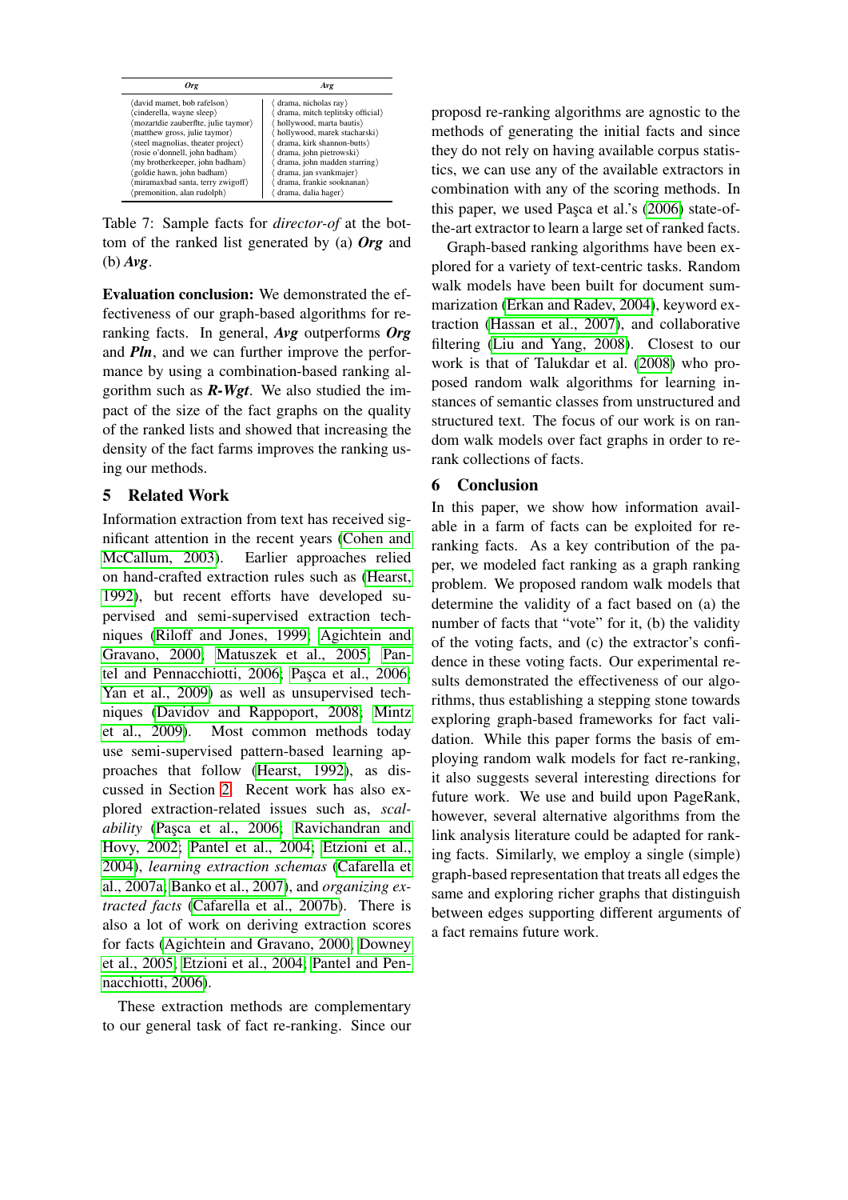| *Org* | *Avg* |
|---|---|
| ⟨david mamet, bob rafelson⟩ | ⟨ drama, nicholas ray⟩ |
| ⟨cinderella, wayne sleep⟩ | ⟨ drama, mitch teplitsky official⟩ |
| ⟨mozartdie zauberflte, julie taymor⟩ | ⟨ hollywood, marta bautis⟩ |
| ⟨matthew gross, julie taymor⟩ | ⟨ hollywood, marek stacharski⟩ |
| ⟨steel magnolias, theater project⟩ | ⟨ drama, kirk shannon-butts⟩ |
| ⟨rosie o'donnell, john badham⟩ | ⟨ drama, john pietrowski⟩ |
| ⟨my brotherkeeper, john badham⟩ | ⟨ drama, john madden starring⟩ |
| ⟨goldie hawn, john badham⟩ | ⟨ drama, jan svankmajer⟩ |
| ⟨miramaxbad santa, terry zwigoff⟩ | ⟨ drama, frankie sooknanan⟩ |
| ⟨premonition, alan rudolph⟩ | ⟨ drama, dalia hager⟩ |

Table 7: Sample facts for *director-of* at the bottom of the ranked list generated by (a) ***Org*** and (b) ***Avg***.

**Evaluation conclusion:** We demonstrated the effectiveness of our graph-based algorithms for re-ranking facts. In general, ***Avg*** outperforms ***Org*** and ***Pln***, and we can further improve the performance by using a combination-based ranking algorithm such as ***R-Wgt***. We also studied the impact of the size of the fact graphs on the quality of the ranked lists and showed that increasing the density of the fact farms improves the ranking using our methods.

## 5 Related Work

Information extraction from text has received significant attention in the recent years (Cohen and McCallum, 2003). Earlier approaches relied on hand-crafted extraction rules such as (Hearst, 1992), but recent efforts have developed supervised and semi-supervised extraction techniques (Riloff and Jones, 1999; Agichtein and Gravano, 2000; Matuszek et al., 2005; Pantel and Pennacchiotti, 2006; Paşca et al., 2006; Yan et al., 2009) as well as unsupervised techniques (Davidov and Rappoport, 2008; Mintz et al., 2009). Most common methods today use semi-supervised pattern-based learning approaches that follow (Hearst, 1992), as discussed in Section 2. Recent work has also explored extraction-related issues such as, *scalability* (Paşca et al., 2006; Ravichandran and Hovy, 2002; Pantel et al., 2004; Etzioni et al., 2004), *learning extraction schemas* (Cafarella et al., 2007a; Banko et al., 2007), and *organizing extracted facts* (Cafarella et al., 2007b). There is also a lot of work on deriving extraction scores for facts (Agichtein and Gravano, 2000; Downey et al., 2005; Etzioni et al., 2004; Pantel and Pennacchiotti, 2006).

These extraction methods are complementary to our general task of fact re-ranking. Since our proposd re-ranking algorithms are agnostic to the methods of generating the initial facts and since they do not rely on having available corpus statistics, we can use any of the available extractors in combination with any of the scoring methods. In this paper, we used Paşca et al.'s (2006) state-of-the-art extractor to learn a large set of ranked facts.

Graph-based ranking algorithms have been explored for a variety of text-centric tasks. Random walk models have been built for document summarization (Erkan and Radev, 2004), keyword extraction (Hassan et al., 2007), and collaborative filtering (Liu and Yang, 2008). Closest to our work is that of Talukdar et al. (2008) who proposed random walk algorithms for learning instances of semantic classes from unstructured and structured text. The focus of our work is on random walk models over fact graphs in order to re-rank collections of facts.

## 6 Conclusion

In this paper, we show how information available in a farm of facts can be exploited for re-ranking facts. As a key contribution of the paper, we modeled fact ranking as a graph ranking problem. We proposed random walk models that determine the validity of a fact based on (a) the number of facts that "vote" for it, (b) the validity of the voting facts, and (c) the extractor's confidence in these voting facts. Our experimental results demonstrated the effectiveness of our algorithms, thus establishing a stepping stone towards exploring graph-based frameworks for fact validation. While this paper forms the basis of employing random walk models for fact re-ranking, it also suggests several interesting directions for future work. We use and build upon PageRank, however, several alternative algorithms from the link analysis literature could be adapted for ranking facts. Similarly, we employ a single (simple) graph-based representation that treats all edges the same and exploring richer graphs that distinguish between edges supporting different arguments of a fact remains future work.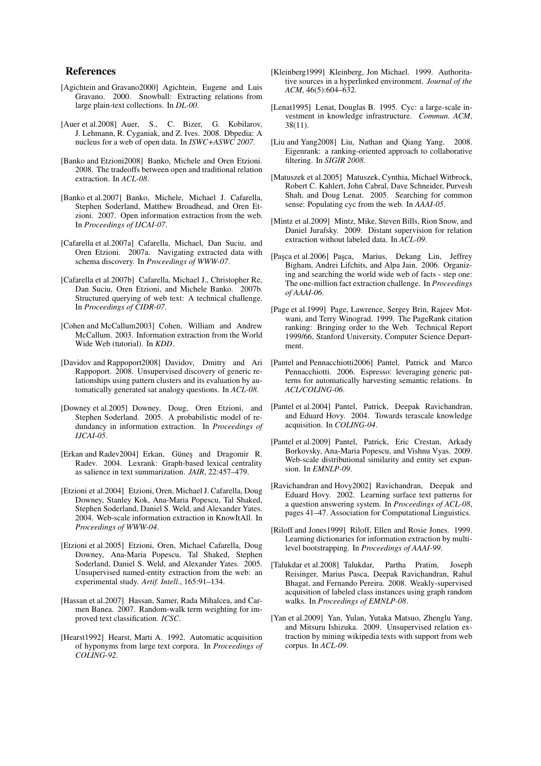## References

[Agichtein and Gravano2000] Agichtein, Eugene and Luis Gravano. 2000. Snowball: Extracting relations from large plain-text collections. In *DL-00*.

[Auer et al.2008] Auer, S., C. Bizer, G. Kobilarov, J. Lehmann, R. Cyganiak, and Z. Ives. 2008. Dbpedia: A nucleus for a web of open data. In *ISWC+ASWC 2007*.

[Banko and Etzioni2008] Banko, Michele and Oren Etzioni. 2008. The tradeoffs between open and traditional relation extraction. In *ACL-08*.

[Banko et al.2007] Banko, Michele, Michael J. Cafarella, Stephen Soderland, Matthew Broadhead, and Oren Etzioni. 2007. Open information extraction from the web. In *Proceedings of IJCAI-07*.

[Cafarella et al.2007a] Cafarella, Michael, Dan Suciu, and Oren Etzioni. 2007a. Navigating extracted data with schema discovery. In *Proceedings of WWW-07*.

[Cafarella et al.2007b] Cafarella, Michael J., Christopher Re, Dan Suciu, Oren Etzioni, and Michele Banko. 2007b. Structured querying of web text: A technical challenge. In *Proceedings of CIDR-07*.

[Cohen and McCallum2003] Cohen, William and Andrew McCallum. 2003. Information extraction from the World Wide Web (tutorial). In *KDD*.

[Davidov and Rappoport2008] Davidov, Dmitry and Ari Rappoport. 2008. Unsupervised discovery of generic relationships using pattern clusters and its evaluation by automatically generated sat analogy questions. In *ACL-08*.

[Downey et al.2005] Downey, Doug, Oren Etzioni, and Stephen Soderland. 2005. A probabilistic model of redundancy in information extraction. In *Proceedings of IJCAI-05*.

[Erkan and Radev2004] Erkan, Güneş and Dragomir R. Radev. 2004. Lexrank: Graph-based lexical centrality as salience in text summarization. *JAIR*, 22:457–479.

[Etzioni et al.2004] Etzioni, Oren, Michael J. Cafarella, Doug Downey, Stanley Kok, Ana-Maria Popescu, Tal Shaked, Stephen Soderland, Daniel S. Weld, and Alexander Yates. 2004. Web-scale information extraction in KnowItAll. In *Proceedings of WWW-04*.

[Etzioni et al.2005] Etzioni, Oren, Michael Cafarella, Doug Downey, Ana-Maria Popescu, Tal Shaked, Stephen Soderland, Daniel S. Weld, and Alexander Yates. 2005. Unsupervised named-entity extraction from the web: an experimental study. *Artif. Intell.*, 165:91–134.

[Hassan et al.2007] Hassan, Samer, Rada Mihalcea, and Carmen Banea. 2007. Random-walk term weighting for improved text classification. *ICSC*.

[Hearst1992] Hearst, Marti A. 1992. Automatic acquisition of hyponyms from large text corpora. In *Proceedings of COLING-92*.

[Kleinberg1999] Kleinberg, Jon Michael. 1999. Authoritative sources in a hyperlinked environment. *Journal of the ACM*, 46(5):604–632.

[Lenat1995] Lenat, Douglas B. 1995. Cyc: a large-scale investment in knowledge infrastructure. *Commun. ACM*, 38(11).

[Liu and Yang2008] Liu, Nathan and Qiang Yang. 2008. Eigenrank: a ranking-oriented approach to collaborative filtering. In *SIGIR 2008*.

[Matuszek et al.2005] Matuszek, Cynthia, Michael Witbrock, Robert C. Kahlert, John Cabral, Dave Schneider, Purvesh Shah, and Doug Lenat. 2005. Searching for common sense: Populating cyc from the web. In *AAAI-05*.

[Mintz et al.2009] Mintz, Mike, Steven Bills, Rion Snow, and Daniel Jurafsky. 2009. Distant supervision for relation extraction without labeled data. In *ACL-09*.

[Paşca et al.2006] Paşca, Marius, Dekang Lin, Jeffrey Bigham, Andrei Lifchits, and Alpa Jain. 2006. Organizing and searching the world wide web of facts - step one: The one-million fact extraction challenge. In *Proceedings of AAAI-06*.

[Page et al.1999] Page, Lawrence, Sergey Brin, Rajeev Motwani, and Terry Winograd. 1999. The PageRank citation ranking: Bringing order to the Web. Technical Report 1999/66, Stanford University, Computer Science Department.

[Pantel and Pennacchiotti2006] Pantel, Patrick and Marco Pennacchiotti. 2006. Espresso: leveraging generic patterns for automatically harvesting semantic relations. In *ACL/COLING-06*.

[Pantel et al.2004] Pantel, Patrick, Deepak Ravichandran, and Eduard Hovy. 2004. Towards terascale knowledge acquisition. In *COLING-04*.

[Pantel et al.2009] Pantel, Patrick, Eric Crestan, Arkady Borkovsky, Ana-Maria Popescu, and Vishnu Vyas. 2009. Web-scale distributional similarity and entity set expansion. In *EMNLP-09*.

[Ravichandran and Hovy2002] Ravichandran, Deepak and Eduard Hovy. 2002. Learning surface text patterns for a question answering system. In *Proceedings of ACL-08*, pages 41–47. Association for Computational Linguistics.

[Riloff and Jones1999] Riloff, Ellen and Rosie Jones. 1999. Learning dictionaries for information extraction by multi-level bootstrapping. In *Proceedings of AAAI-99*.

[Talukdar et al.2008] Talukdar, Partha Pratim, Joseph Reisinger, Marius Pasca, Deepak Ravichandran, Rahul Bhagat, and Fernando Pereira. 2008. Weakly-supervised acquisition of labeled class instances using graph random walks. In *Proceedings of EMNLP-08*.

[Yan et al.2009] Yan, Yulan, Yutaka Matsuo, Zhenglu Yang, and Mitsuru Ishizuka. 2009. Unsupervised relation extraction by mining wikipedia texts with support from web corpus. In *ACL-09*.